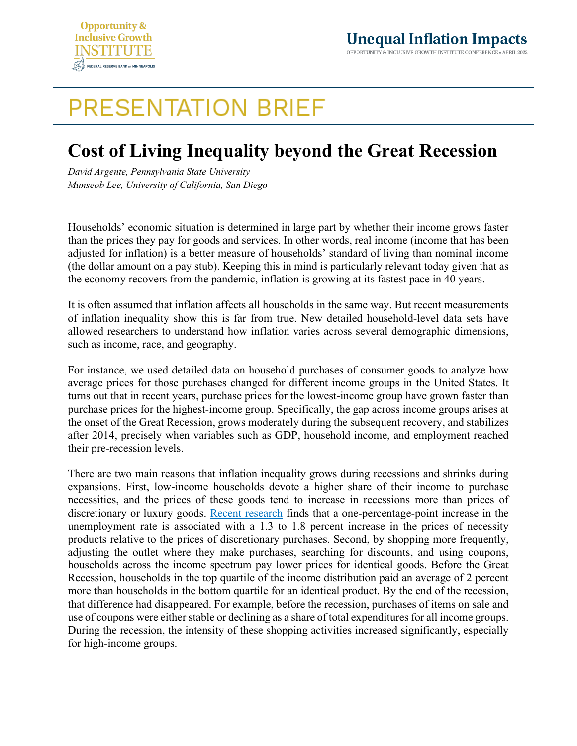# PRESENTATION BRIEF

## Cost of Living Inequality beyond the Great Recession

*David Argente, Pennsylvania State University*
*Munseob Lee, University of California, San Diego*

Households' economic situation is determined in large part by whether their income grows faster than the prices they pay for goods and services. In other words, real income (income that has been adjusted for inflation) is a better measure of households' standard of living than nominal income (the dollar amount on a pay stub). Keeping this in mind is particularly relevant today given that as the economy recovers from the pandemic, inflation is growing at its fastest pace in 40 years.

It is often assumed that inflation affects all households in the same way. But recent measurements of inflation inequality show this is far from true. New detailed household-level data sets have allowed researchers to understand how inflation varies across several demographic dimensions, such as income, race, and geography.

For instance, we used detailed data on household purchases of consumer goods to analyze how average prices for those purchases changed for different income groups in the United States. It turns out that in recent years, purchase prices for the lowest-income group have grown faster than purchase prices for the highest-income group. Specifically, the gap across income groups arises at the onset of the Great Recession, grows moderately during the subsequent recovery, and stabilizes after 2014, precisely when variables such as GDP, household income, and employment reached their pre-recession levels.

There are two main reasons that inflation inequality grows during recessions and shrinks during expansions. First, low-income households devote a higher share of their income to purchase necessities, and the prices of these goods tend to increase in recessions more than prices of discretionary or luxury goods. Recent research finds that a one-percentage-point increase in the unemployment rate is associated with a 1.3 to 1.8 percent increase in the prices of necessity products relative to the prices of discretionary purchases. Second, by shopping more frequently, adjusting the outlet where they make purchases, searching for discounts, and using coupons, households across the income spectrum pay lower prices for identical goods. Before the Great Recession, households in the top quartile of the income distribution paid an average of 2 percent more than households in the bottom quartile for an identical product. By the end of the recession, that difference had disappeared. For example, before the recession, purchases of items on sale and use of coupons were either stable or declining as a share of total expenditures for all income groups. During the recession, the intensity of these shopping activities increased significantly, especially for high-income groups.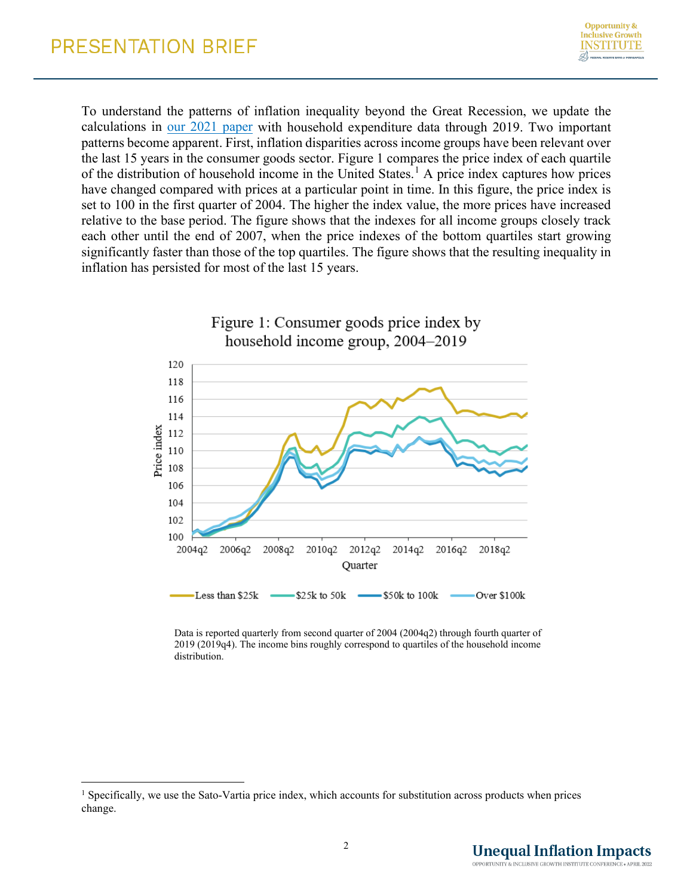To understand the patterns of inflation inequality beyond the Great Recession, we update the calculations in our 2021 paper with household expenditure data through 2019. Two important patterns become apparent. First, inflation disparities across income groups have been relevant over the last 15 years in the consumer goods sector. Figure 1 compares the price index of each quartile of the distribution of household income in the United States.[1] A price index captures how prices have changed compared with prices at a particular point in time. In this figure, the price index is set to 100 in the first quarter of 2004. The higher the index value, the more prices have increased relative to the base period. The figure shows that the indexes for all income groups closely track each other until the end of 2007, when the price indexes of the bottom quartiles start growing significantly faster than those of the top quartiles. The figure shows that the resulting inequality in inflation has persisted for most of the last 15 years.

Figure 1: Consumer goods price index by household income group, 2004–2019

Data is reported quarterly from second quarter of 2004 (2004q2) through fourth quarter of 2019 (2019q4). The income bins roughly correspond to quartiles of the household income distribution.

---

[1] Specifically, we use the Sato-Vartia price index, which accounts for substitution across products when prices change.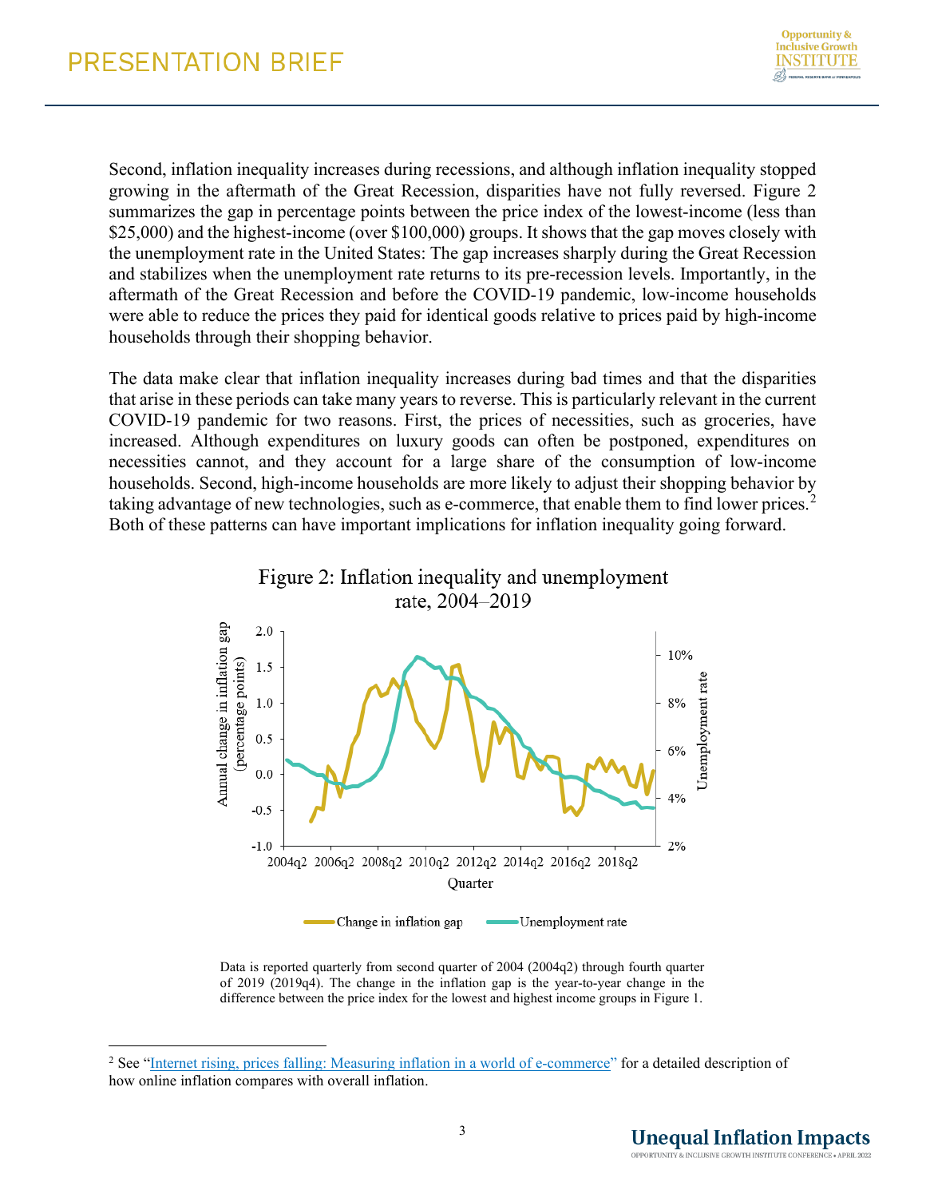Second, inflation inequality increases during recessions, and although inflation inequality stopped growing in the aftermath of the Great Recession, disparities have not fully reversed. Figure 2 summarizes the gap in percentage points between the price index of the lowest-income (less than $25,000) and the highest-income (over $100,000) groups. It shows that the gap moves closely with the unemployment rate in the United States: The gap increases sharply during the Great Recession and stabilizes when the unemployment rate returns to its pre-recession levels. Importantly, in the aftermath of the Great Recession and before the COVID-19 pandemic, low-income households were able to reduce the prices they paid for identical goods relative to prices paid by high-income households through their shopping behavior.

The data make clear that inflation inequality increases during bad times and that the disparities that arise in these periods can take many years to reverse. This is particularly relevant in the current COVID-19 pandemic for two reasons. First, the prices of necessities, such as groceries, have increased. Although expenditures on luxury goods can often be postponed, expenditures on necessities cannot, and they account for a large share of the consumption of low-income households. Second, high-income households are more likely to adjust their shopping behavior by taking advantage of new technologies, such as e-commerce, that enable them to find lower prices.[2] Both of these patterns can have important implications for inflation inequality going forward.

Figure 2: Inflation inequality and unemployment rate, 2004–2019

Annual change in inflation gap (percentage points)
2.0
1.5
1.0
0.5
0.0
-0.5
-1.0

Unemployment rate
10%
8%
6%
4%
2%

2004q2
2006q2
2008q2
2010q2
2012q2
2014q2
2016q2
2018q2

Quarter

Change in inflation gap
Unemployment rate

Data is reported quarterly from second quarter of 2004 (2004q2) through fourth quarter of 2019 (2019q4). The change in the inflation gap is the year-to-year change in the difference between the price index for the lowest and highest income groups in Figure 1.

---

[2] See "Internet rising, prices falling: Measuring inflation in a world of e-commerce" for a detailed description of how online inflation compares with overall inflation.